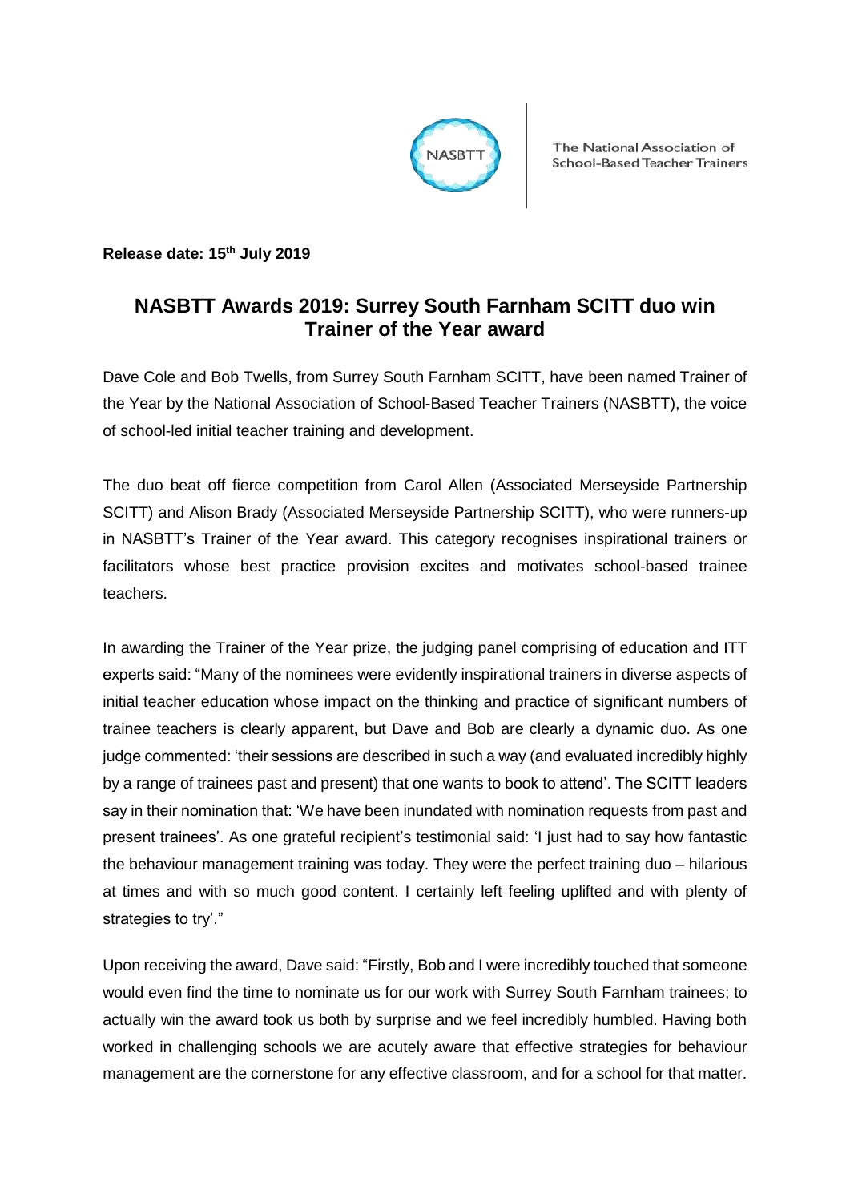The National Association of School-Based Teacher Trainers

**Release date: 15th July 2019**

## NASBTT Awards 2019: Surrey South Farnham SCITT duo win Trainer of the Year award

Dave Cole and Bob Twells, from Surrey South Farnham SCITT, have been named Trainer of the Year by the National Association of School-Based Teacher Trainers (NASBTT), the voice of school-led initial teacher training and development.

The duo beat off fierce competition from Carol Allen (Associated Merseyside Partnership SCITT) and Alison Brady (Associated Merseyside Partnership SCITT), who were runners-up in NASBTT's Trainer of the Year award. This category recognises inspirational trainers or facilitators whose best practice provision excites and motivates school-based trainee teachers.

In awarding the Trainer of the Year prize, the judging panel comprising of education and ITT experts said: "Many of the nominees were evidently inspirational trainers in diverse aspects of initial teacher education whose impact on the thinking and practice of significant numbers of trainee teachers is clearly apparent, but Dave and Bob are clearly a dynamic duo. As one judge commented: 'their sessions are described in such a way (and evaluated incredibly highly by a range of trainees past and present) that one wants to book to attend'. The SCITT leaders say in their nomination that: 'We have been inundated with nomination requests from past and present trainees'. As one grateful recipient's testimonial said: 'I just had to say how fantastic the behaviour management training was today. They were the perfect training duo – hilarious at times and with so much good content. I certainly left feeling uplifted and with plenty of strategies to try'."

Upon receiving the award, Dave said: "Firstly, Bob and I were incredibly touched that someone would even find the time to nominate us for our work with Surrey South Farnham trainees; to actually win the award took us both by surprise and we feel incredibly humbled. Having both worked in challenging schools we are acutely aware that effective strategies for behaviour management are the cornerstone for any effective classroom, and for a school for that matter.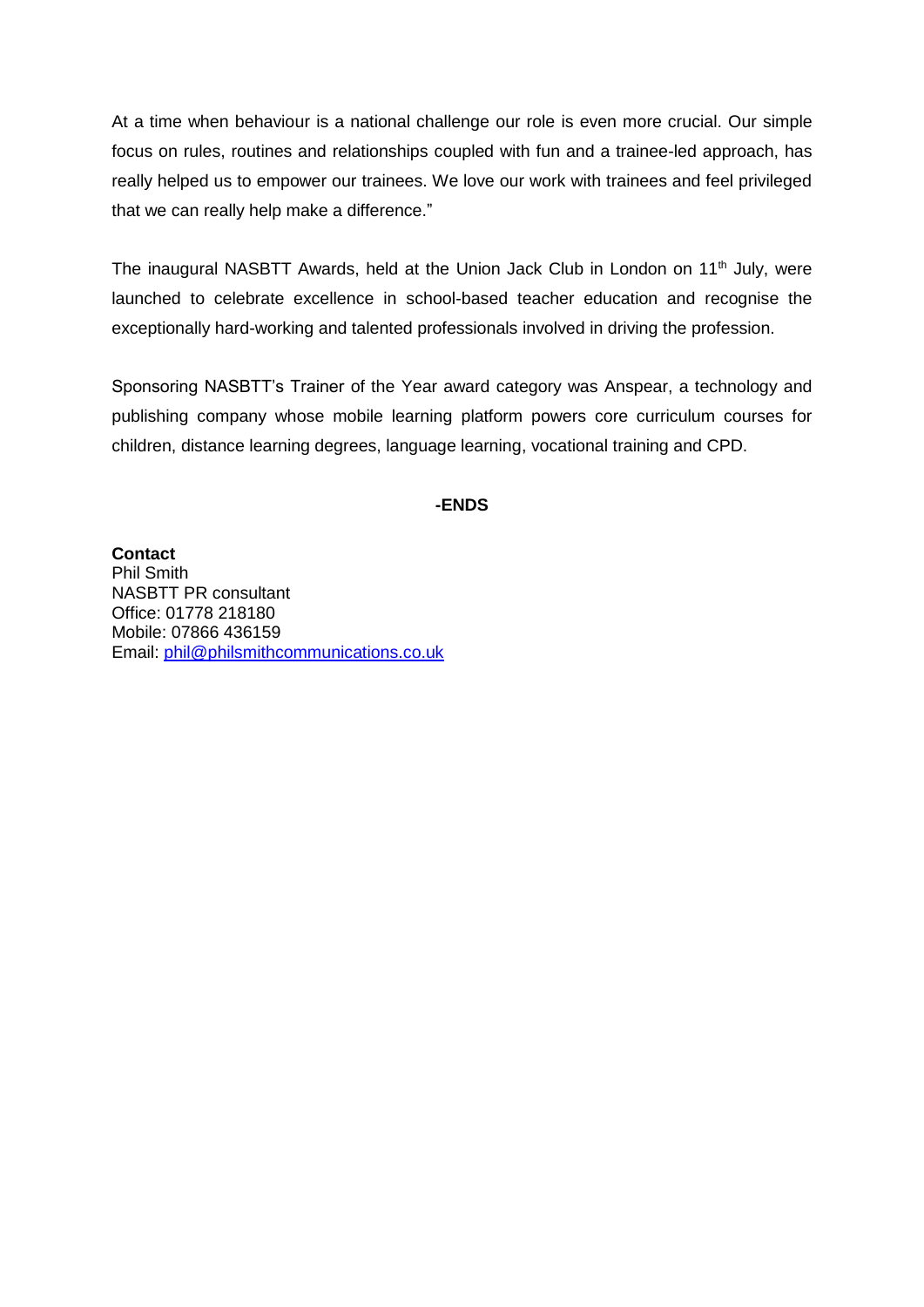At a time when behaviour is a national challenge our role is even more crucial. Our simple focus on rules, routines and relationships coupled with fun and a trainee-led approach, has really helped us to empower our trainees. We love our work with trainees and feel privileged that we can really help make a difference."

The inaugural NASBTT Awards, held at the Union Jack Club in London on 11th July, were launched to celebrate excellence in school-based teacher education and recognise the exceptionally hard-working and talented professionals involved in driving the profession.

Sponsoring NASBTT's Trainer of the Year award category was Anspear, a technology and publishing company whose mobile learning platform powers core curriculum courses for children, distance learning degrees, language learning, vocational training and CPD.

**-ENDS**

**Contact**
Phil Smith
NASBTT PR consultant
Office: 01778 218180
Mobile: 07866 436159
Email: [phil@philsmithcommunications.co.uk](mailto:phil@philsmithcommunications.co.uk)